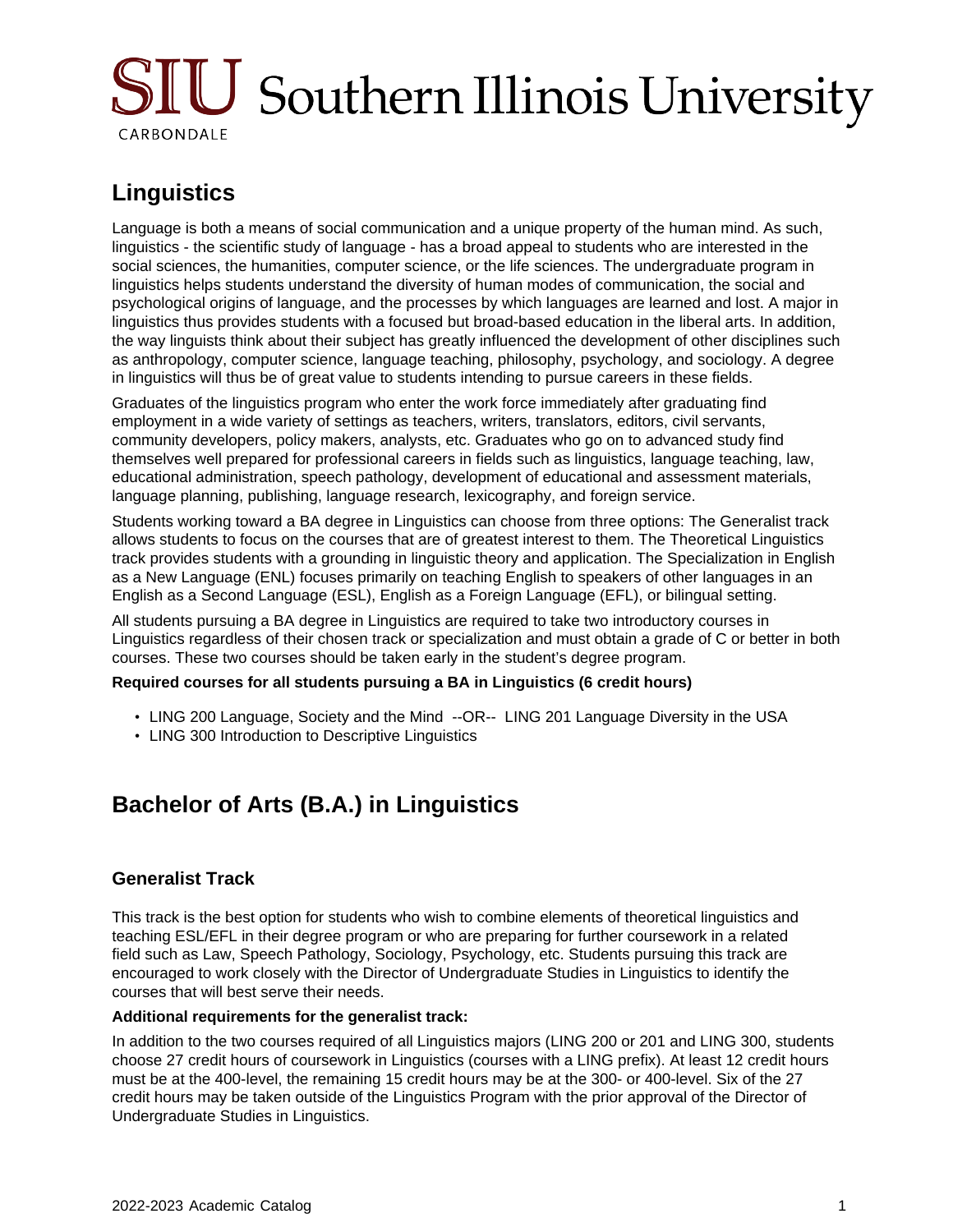# Linguistics

Language is both a means of social communication and a unique property of the human mind. As such, linguistics - the scientific study of language - has a broad appeal to students who are interested in the social sciences, the humanities, computer science, or the life sciences. The undergraduate program in linguistics helps students understand the diversity of human modes of communication, the social and psychological origins of language, and the processes by which languages are learned and lost. A major in linguistics thus provides students with a focused but broad-based education in the liberal arts. In addition, the way linguists think about their subject has greatly influenced the development of other disciplines such as anthropology, computer science, language teaching, philosophy, psychology, and sociology. A degree in linguistics will thus be of great value to students intending to pursue careers in these fields.

Graduates of the linguistics program who enter the work force immediately after graduating find employment in a wide variety of settings as teachers, writers, translators, editors, civil servants, community developers, policy makers, analysts, etc. Graduates who go on to advanced study find themselves well prepared for professional careers in fields such as linguistics, language teaching, law, educational administration, speech pathology, development of educational and assessment materials, language planning, publishing, language research, lexicography, and foreign service.

Students working toward a BA degree in Linguistics can choose from three options: The Generalist track allows students to focus on the courses that are of greatest interest to them. The Theoretical Linguistics track provides students with a grounding in linguistic theory and application. The Specialization in English as a New Language (ENL) focuses primarily on teaching English to speakers of other languages in an English as a Second Language (ESL), English as a Foreign Language (EFL), or bilingual setting.

All students pursuing a BA degree in Linguistics are required to take two introductory courses in Linguistics regardless of their chosen track or specialization and must obtain a grade of C or better in both courses. These two courses should be taken early in the student's degree program.

**Required courses for all students pursuing a BA in Linguistics (6 credit hours)**

- LING 200 Language, Society and the Mind --OR-- LING 201 Language Diversity in the USA
- LING 300 Introduction to Descriptive Linguistics

## Bachelor of Arts (B.A.) in Linguistics

### Generalist Track

This track is the best option for students who wish to combine elements of theoretical linguistics and teaching ESL/EFL in their degree program or who are preparing for further coursework in a related field such as Law, Speech Pathology, Sociology, Psychology, etc. Students pursuing this track are encouraged to work closely with the Director of Undergraduate Studies in Linguistics to identify the courses that will best serve their needs.

**Additional requirements for the generalist track:**

In addition to the two courses required of all Linguistics majors (LING 200 or 201 and LING 300, students choose 27 credit hours of coursework in Linguistics (courses with a LING prefix). At least 12 credit hours must be at the 400-level, the remaining 15 credit hours may be at the 300- or 400-level. Six of the 27 credit hours may be taken outside of the Linguistics Program with the prior approval of the Director of Undergraduate Studies in Linguistics.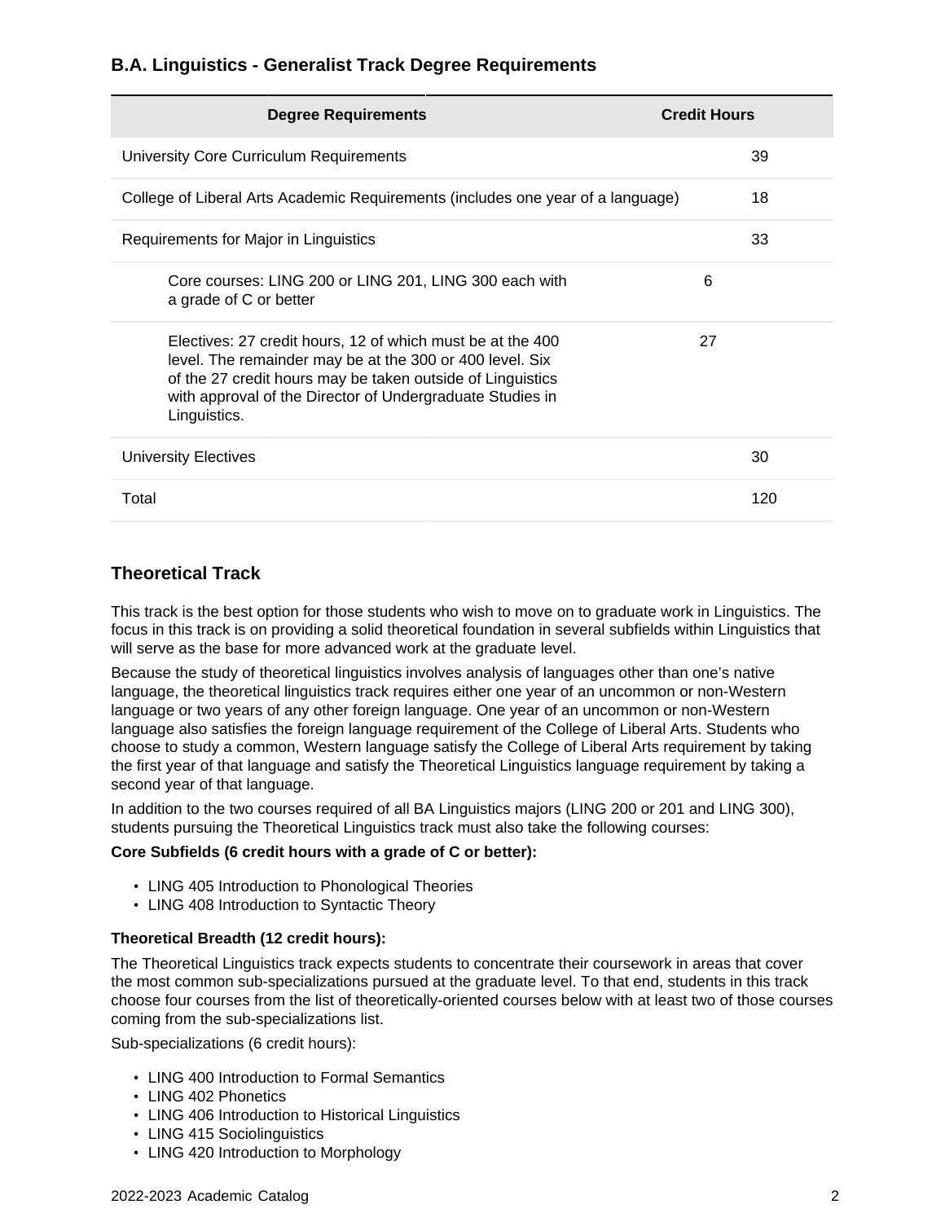### B.A. Linguistics - Generalist Track Degree Requirements

| Degree Requirements | | Credit Hours |
| --- | --- | --- |
| University Core Curriculum Requirements | | 39 |
| College of Liberal Arts Academic Requirements (includes one year of a language) | | 18 |
| Requirements for Major in Linguistics | | 33 |
| Core courses: LING 200 or LING 201, LING 300 each with a grade of C or better | 6 | |
| Electives: 27 credit hours, 12 of which must be at the 400 level. The remainder may be at the 300 or 400 level. Six of the 27 credit hours may be taken outside of Linguistics with approval of the Director of Undergraduate Studies in Linguistics. | 27 | |
| University Electives | | 30 |
| Total | | 120 |

## Theoretical Track

This track is the best option for those students who wish to move on to graduate work in Linguistics. The focus in this track is on providing a solid theoretical foundation in several subfields within Linguistics that will serve as the base for more advanced work at the graduate level.

Because the study of theoretical linguistics involves analysis of languages other than one's native language, the theoretical linguistics track requires either one year of an uncommon or non-Western language or two years of any other foreign language. One year of an uncommon or non-Western language also satisfies the foreign language requirement of the College of Liberal Arts. Students who choose to study a common, Western language satisfy the College of Liberal Arts requirement by taking the first year of that language and satisfy the Theoretical Linguistics language requirement by taking a second year of that language.

In addition to the two courses required of all BA Linguistics majors (LING 200 or 201 and LING 300), students pursuing the Theoretical Linguistics track must also take the following courses:

**Core Subfields (6 credit hours with a grade of C or better):**

- LING 405 Introduction to Phonological Theories
- LING 408 Introduction to Syntactic Theory

**Theoretical Breadth (12 credit hours):**

The Theoretical Linguistics track expects students to concentrate their coursework in areas that cover the most common sub-specializations pursued at the graduate level. To that end, students in this track choose four courses from the list of theoretically-oriented courses below with at least two of those courses coming from the sub-specializations list.

Sub-specializations (6 credit hours):

- LING 400 Introduction to Formal Semantics
- LING 402 Phonetics
- LING 406 Introduction to Historical Linguistics
- LING 415 Sociolinguistics
- LING 420 Introduction to Morphology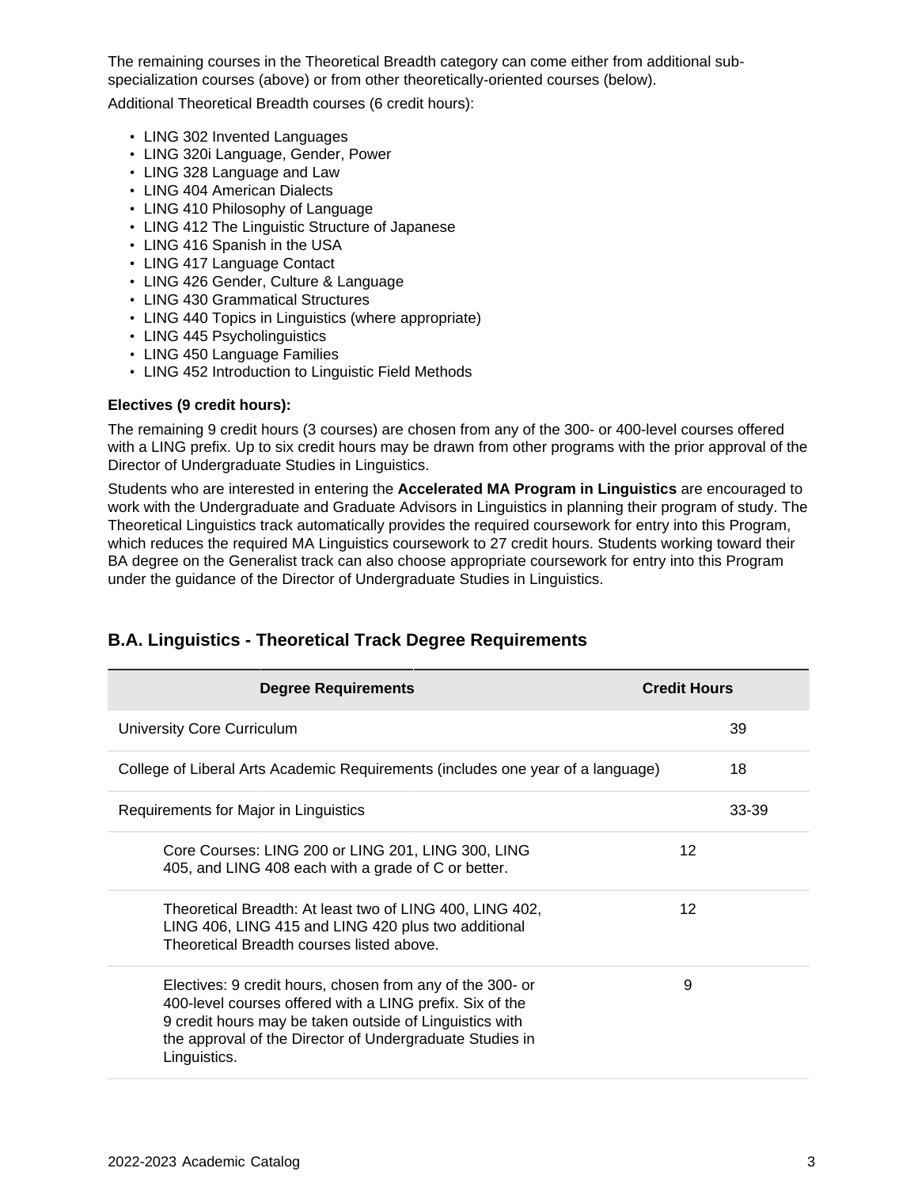The remaining courses in the Theoretical Breadth category can come either from additional sub-specialization courses (above) or from other theoretically-oriented courses (below).

Additional Theoretical Breadth courses (6 credit hours):

- LING 302 Invented Languages
- LING 320i Language, Gender, Power
- LING 328 Language and Law
- LING 404 American Dialects
- LING 410 Philosophy of Language
- LING 412 The Linguistic Structure of Japanese
- LING 416 Spanish in the USA
- LING 417 Language Contact
- LING 426 Gender, Culture & Language
- LING 430 Grammatical Structures
- LING 440 Topics in Linguistics (where appropriate)
- LING 445 Psycholinguistics
- LING 450 Language Families
- LING 452 Introduction to Linguistic Field Methods

**Electives (9 credit hours):**

The remaining 9 credit hours (3 courses) are chosen from any of the 300- or 400-level courses offered with a LING prefix. Up to six credit hours may be drawn from other programs with the prior approval of the Director of Undergraduate Studies in Linguistics.

Students who are interested in entering the **Accelerated MA Program in Linguistics** are encouraged to work with the Undergraduate and Graduate Advisors in Linguistics in planning their program of study. The Theoretical Linguistics track automatically provides the required coursework for entry into this Program, which reduces the required MA Linguistics coursework to 27 credit hours. Students working toward their BA degree on the Generalist track can also choose appropriate coursework for entry into this Program under the guidance of the Director of Undergraduate Studies in Linguistics.

## B.A. Linguistics - Theoretical Track Degree Requirements

| Degree Requirements | Credit Hours | |
|---|---|---|
| University Core Curriculum | | 39 |
| College of Liberal Arts Academic Requirements (includes one year of a language) | | 18 |
| Requirements for Major in Linguistics | | 33-39 |
| Core Courses: LING 200 or LING 201, LING 300, LING 405, and LING 408 each with a grade of C or better. | 12 | |
| Theoretical Breadth: At least two of LING 400, LING 402, LING 406, LING 415 and LING 420 plus two additional Theoretical Breadth courses listed above. | 12 | |
| Electives: 9 credit hours, chosen from any of the 300- or 400-level courses offered with a LING prefix. Six of the 9 credit hours may be taken outside of Linguistics with the approval of the Director of Undergraduate Studies in Linguistics. | 9 | |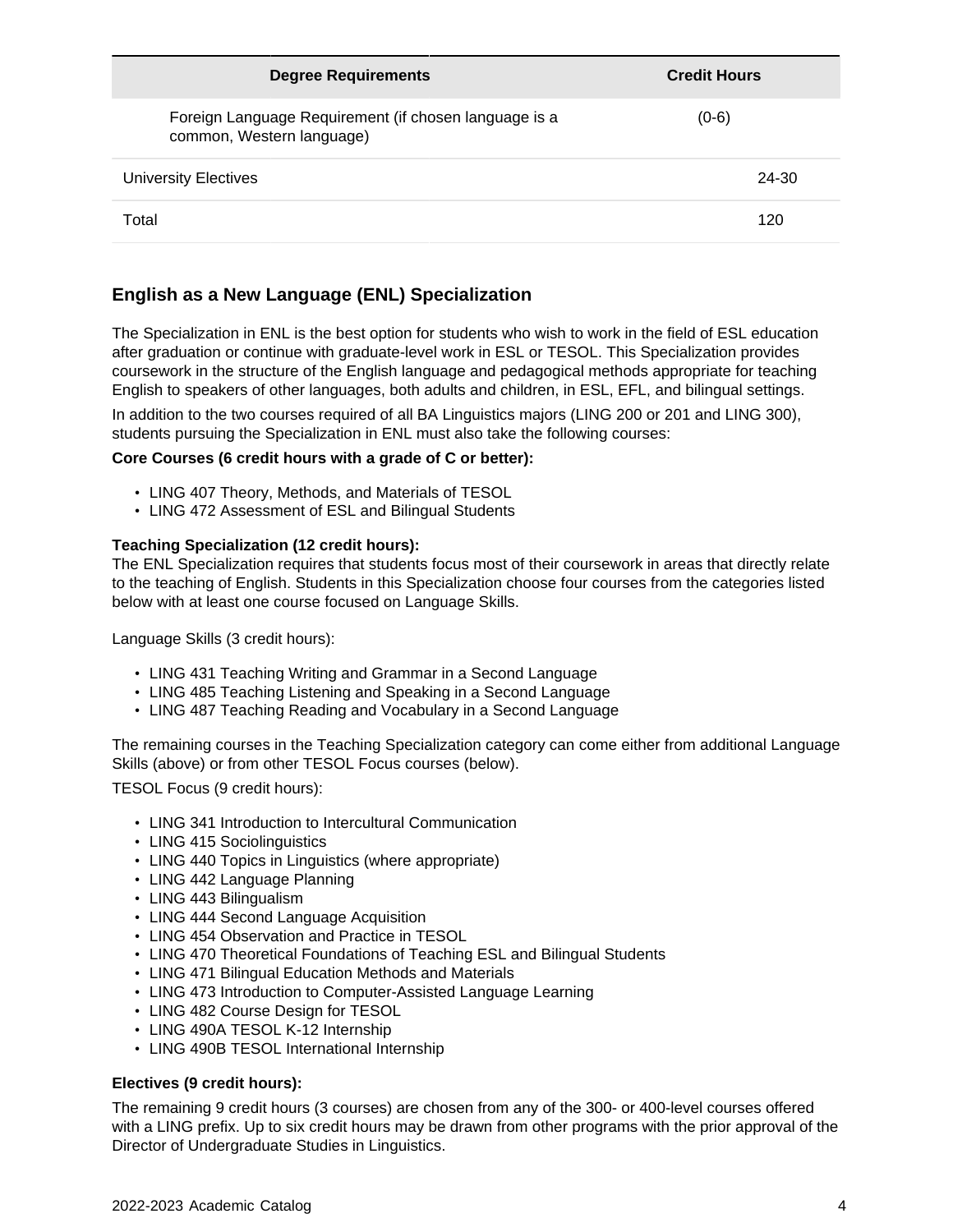| Degree Requirements | Credit Hours |
| --- | --- |
| Foreign Language Requirement (if chosen language is a common, Western language) | (0-6) |
| University Electives | 24-30 |
| Total | 120 |

## English as a New Language (ENL) Specialization

The Specialization in ENL is the best option for students who wish to work in the field of ESL education after graduation or continue with graduate-level work in ESL or TESOL. This Specialization provides coursework in the structure of the English language and pedagogical methods appropriate for teaching English to speakers of other languages, both adults and children, in ESL, EFL, and bilingual settings.

In addition to the two courses required of all BA Linguistics majors (LING 200 or 201 and LING 300), students pursuing the Specialization in ENL must also take the following courses:

**Core Courses (6 credit hours with a grade of C or better):**

- LING 407 Theory, Methods, and Materials of TESOL
- LING 472 Assessment of ESL and Bilingual Students

**Teaching Specialization (12 credit hours):**
The ENL Specialization requires that students focus most of their coursework in areas that directly relate to the teaching of English. Students in this Specialization choose four courses from the categories listed below with at least one course focused on Language Skills.

Language Skills (3 credit hours):

- LING 431 Teaching Writing and Grammar in a Second Language
- LING 485 Teaching Listening and Speaking in a Second Language
- LING 487 Teaching Reading and Vocabulary in a Second Language

The remaining courses in the Teaching Specialization category can come either from additional Language Skills (above) or from other TESOL Focus courses (below).

TESOL Focus (9 credit hours):

- LING 341 Introduction to Intercultural Communication
- LING 415 Sociolinguistics
- LING 440 Topics in Linguistics (where appropriate)
- LING 442 Language Planning
- LING 443 Bilingualism
- LING 444 Second Language Acquisition
- LING 454 Observation and Practice in TESOL
- LING 470 Theoretical Foundations of Teaching ESL and Bilingual Students
- LING 471 Bilingual Education Methods and Materials
- LING 473 Introduction to Computer-Assisted Language Learning
- LING 482 Course Design for TESOL
- LING 490A TESOL K-12 Internship
- LING 490B TESOL International Internship

**Electives (9 credit hours):**

The remaining 9 credit hours (3 courses) are chosen from any of the 300- or 400-level courses offered with a LING prefix. Up to six credit hours may be drawn from other programs with the prior approval of the Director of Undergraduate Studies in Linguistics.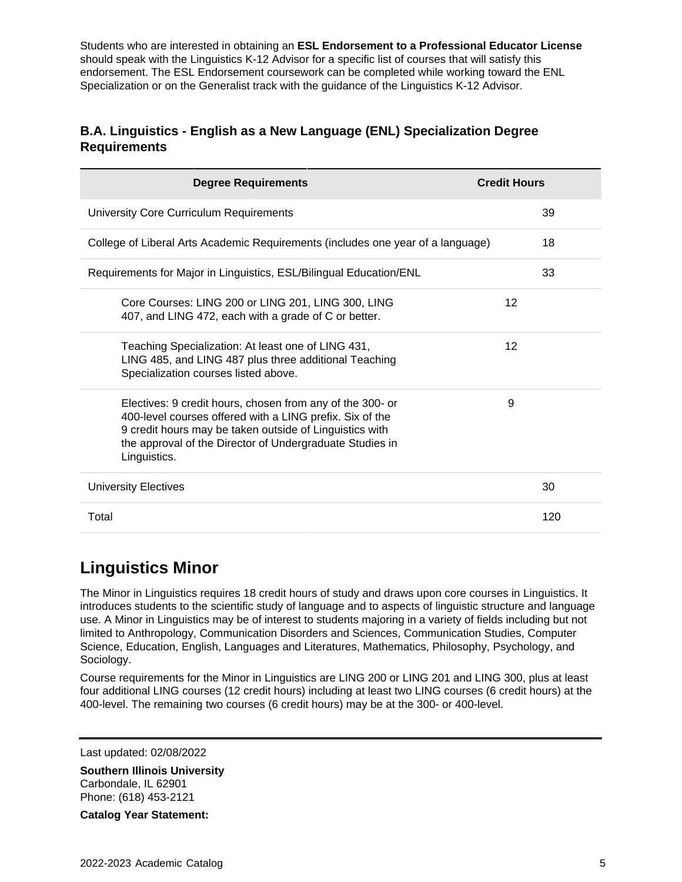Students who are interested in obtaining an **ESL Endorsement to a Professional Educator License** should speak with the Linguistics K-12 Advisor for a specific list of courses that will satisfy this endorsement. The ESL Endorsement coursework can be completed while working toward the ENL Specialization or on the Generalist track with the guidance of the Linguistics K-12 Advisor.

### B.A. Linguistics - English as a New Language (ENL) Specialization Degree Requirements

| Degree Requirements | Credit Hours | |
|---|---|---|
| University Core Curriculum Requirements | | 39 |
| College of Liberal Arts Academic Requirements (includes one year of a language) | | 18 |
| Requirements for Major in Linguistics, ESL/Bilingual Education/ENL | | 33 |
| Core Courses: LING 200 or LING 201, LING 300, LING 407, and LING 472, each with a grade of C or better. | 12 | |
| Teaching Specialization: At least one of LING 431, LING 485, and LING 487 plus three additional Teaching Specialization courses listed above. | 12 | |
| Electives: 9 credit hours, chosen from any of the 300- or 400-level courses offered with a LING prefix. Six of the 9 credit hours may be taken outside of Linguistics with the approval of the Director of Undergraduate Studies in Linguistics. | 9 | |
| University Electives | | 30 |
| Total | | 120 |

## Linguistics Minor

The Minor in Linguistics requires 18 credit hours of study and draws upon core courses in Linguistics. It introduces students to the scientific study of language and to aspects of linguistic structure and language use. A Minor in Linguistics may be of interest to students majoring in a variety of fields including but not limited to Anthropology, Communication Disorders and Sciences, Communication Studies, Computer Science, Education, English, Languages and Literatures, Mathematics, Philosophy, Psychology, and Sociology.

Course requirements for the Minor in Linguistics are LING 200 or LING 201 and LING 300, plus at least four additional LING courses (12 credit hours) including at least two LING courses (6 credit hours) at the 400-level. The remaining two courses (6 credit hours) may be at the 300- or 400-level.

---

Last updated: 02/08/2022

**Southern Illinois University**
Carbondale, IL 62901
Phone: (618) 453-2121

**Catalog Year Statement:**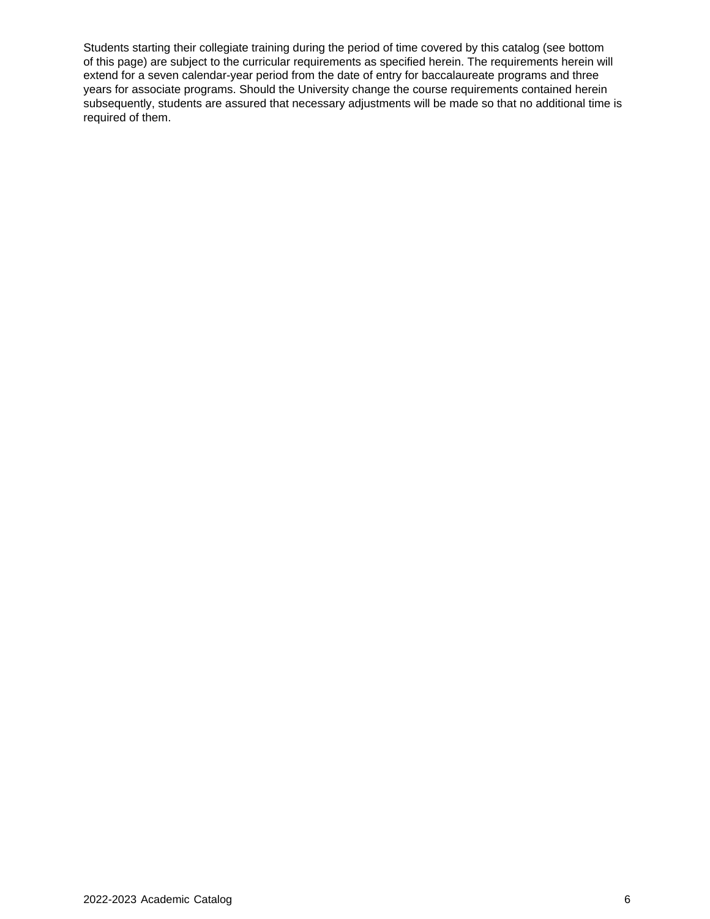Students starting their collegiate training during the period of time covered by this catalog (see bottom of this page) are subject to the curricular requirements as specified herein. The requirements herein will extend for a seven calendar-year period from the date of entry for baccalaureate programs and three years for associate programs. Should the University change the course requirements contained herein subsequently, students are assured that necessary adjustments will be made so that no additional time is required of them.